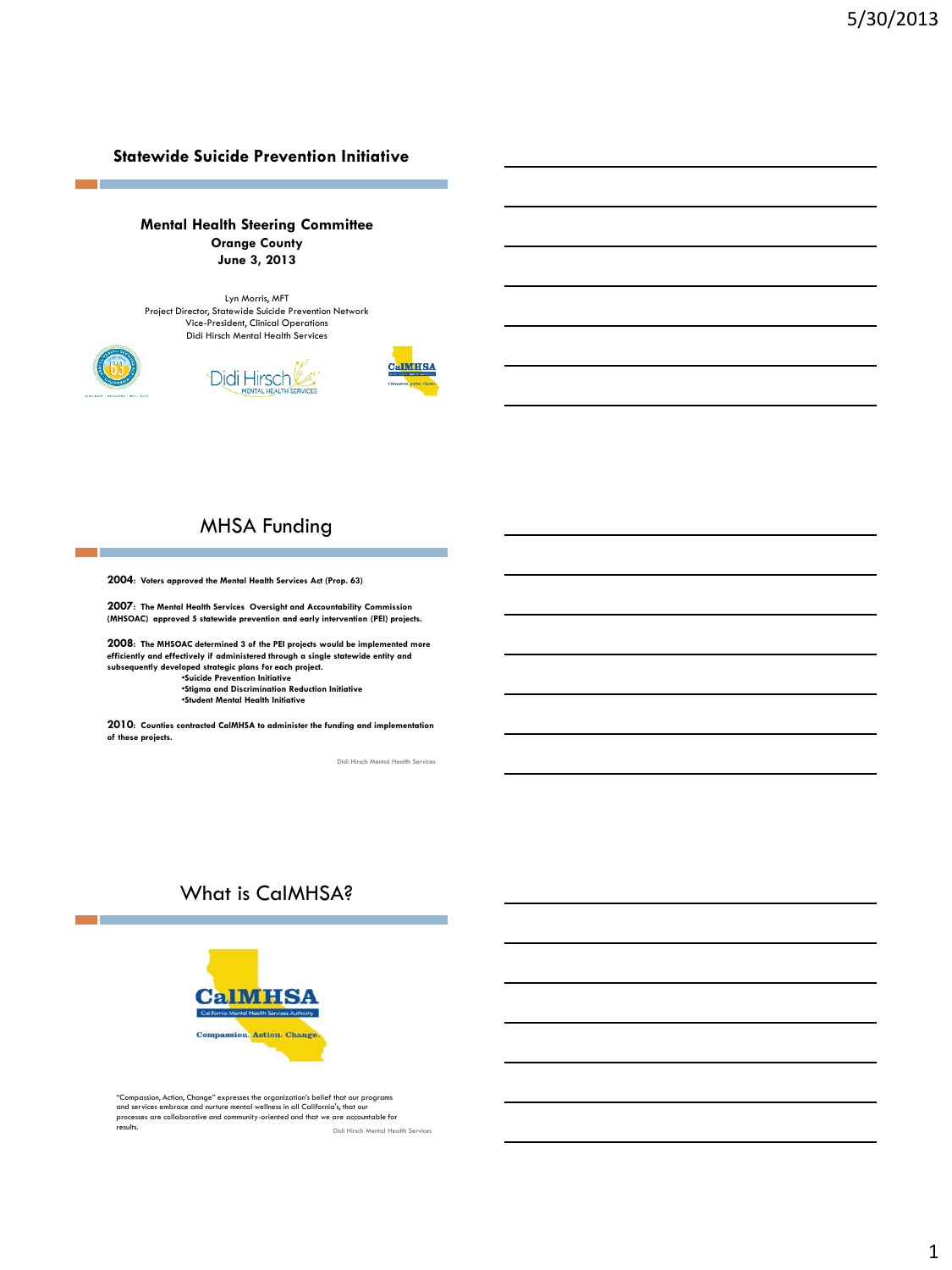## Statewide Suicide Prevention Initiative

**Mental Health Steering Committee**
**Orange County**
**June 3, 2013**

Lyn Morris, MFT
Project Director, Statewide Suicide Prevention Network
Vice-President, Clinical Operations
Didi Hirsch Mental Health Services

## MHSA Funding

**2004: Voters approved the Mental Health Services Act (Prop. 63)**

**2007: The Mental Health Services Oversight and Accountability Commission (MHSOAC) approved 5 statewide prevention and early intervention (PEI) projects.**

**2008: The MHSOAC determined 3 of the PEI projects would be implemented more efficiently and effectively if administered through a single statewide entity and subsequently developed strategic plans for each project.**

- **Suicide Prevention Initiative**
- **Stigma and Discrimination Reduction Initiative**
- **Student Mental Health Initiative**

**2010: Counties contracted CalMHSA to administer the funding and implementation of these projects.**

Didi Hirsch Mental Health Services

## What is CalMHSA?

CalMHSA
California Mental Health Services Authority
Compassion. Action. Change.

"Compassion, Action, Change" expresses the organization's belief that our programs and services embrace and nurture mental wellness in all California's, that our processes are collaborative and community-oriented and that we are accountable for results.

Didi Hirsch Mental Health Services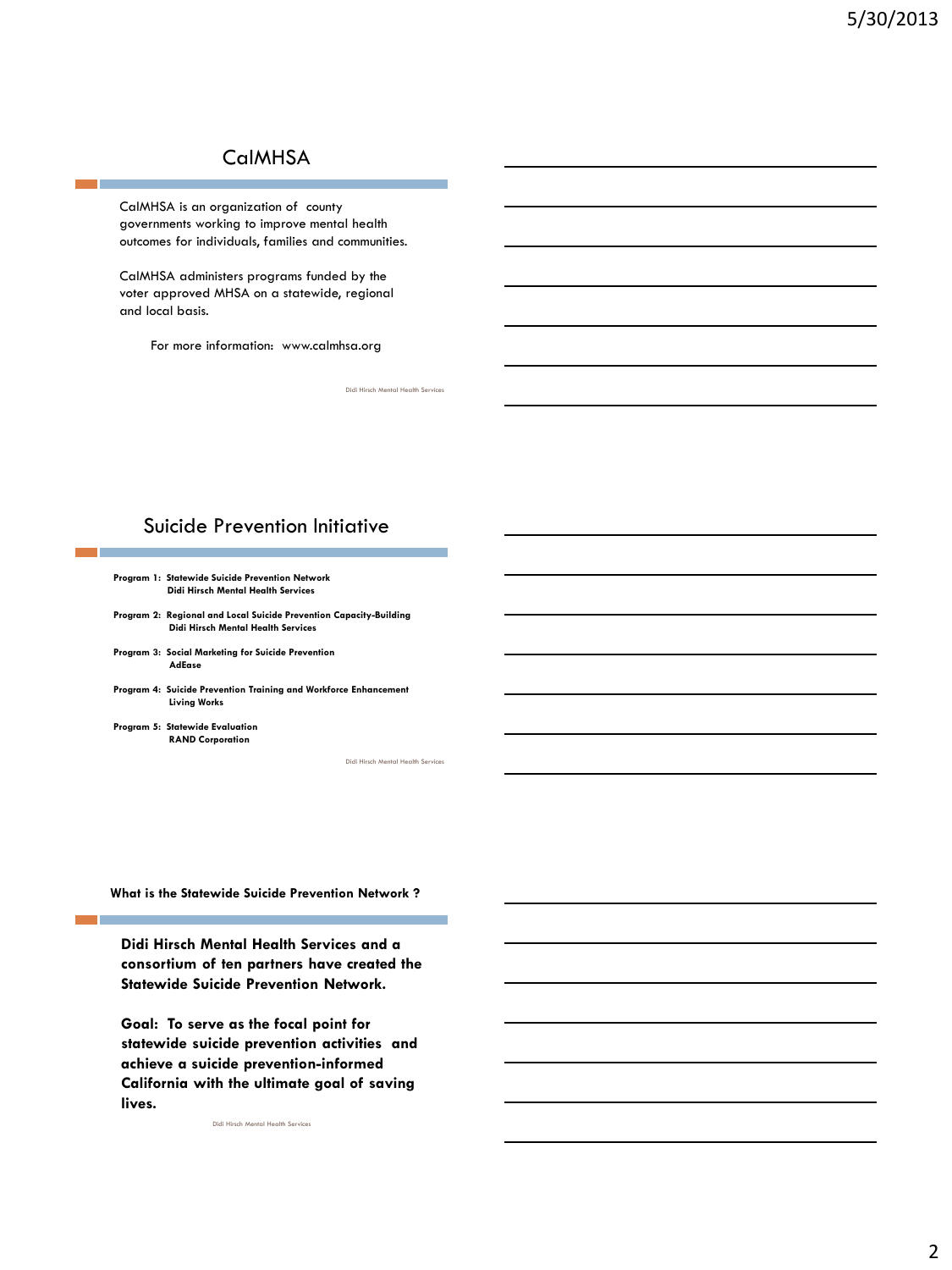## CalMHSA

CalMHSA is an organization of county governments working to improve mental health outcomes for individuals, families and communities.

CalMHSA administers programs funded by the voter approved MHSA on a statewide, regional and local basis.

For more information: www.calmhsa.org

Didi Hirsch Mental Health Services

## Suicide Prevention Initiative

**Program 1: Statewide Suicide Prevention Network**
**Didi Hirsch Mental Health Services**

**Program 2: Regional and Local Suicide Prevention Capacity-Building**
**Didi Hirsch Mental Health Services**

**Program 3: Social Marketing for Suicide Prevention**
**AdEase**

**Program 4: Suicide Prevention Training and Workforce Enhancement**
**Living Works**

**Program 5: Statewide Evaluation**
**RAND Corporation**

Didi Hirsch Mental Health Services

## What is the Statewide Suicide Prevention Network ?

**Didi Hirsch Mental Health Services and a consortium of ten partners have created the Statewide Suicide Prevention Network.**

**Goal: To serve as the focal point for statewide suicide prevention activities and achieve a suicide prevention-informed California with the ultimate goal of saving lives.**

Didi Hirsch Mental Health Services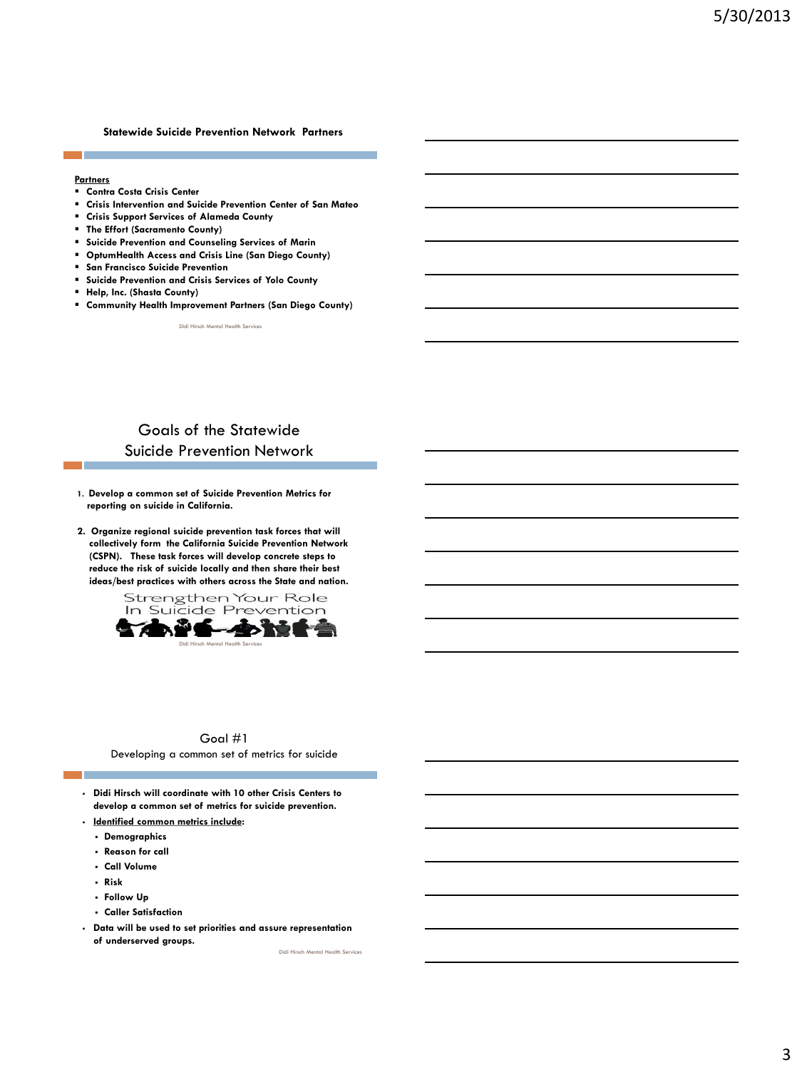## Statewide Suicide Prevention Network Partners

**Partners**

- Contra Costa Crisis Center
- Crisis Intervention and Suicide Prevention Center of San Mateo
- Crisis Support Services of Alameda County
- The Effort (Sacramento County)
- Suicide Prevention and Counseling Services of Marin
- OptumHealth Access and Crisis Line (San Diego County)
- San Francisco Suicide Prevention
- Suicide Prevention and Crisis Services of Yolo County
- Help, Inc. (Shasta County)
- Community Health Improvement Partners (San Diego County)

Didi Hirsch Mental Health Services

## Goals of the Statewide Suicide Prevention Network

1. Develop a common set of Suicide Prevention Metrics for reporting on suicide in California.
2. Organize regional suicide prevention task forces that will collectively form the California Suicide Prevention Network (CSPN). These task forces will develop concrete steps to reduce the risk of suicide locally and then share their best ideas/best practices with others across the State and nation.

Strengthen Your Role In Suicide Prevention

Didi Hirsch Mental Health Services

## Goal #1

Developing a common set of metrics for suicide

- Didi Hirsch will coordinate with 10 other Crisis Centers to develop a common set of metrics for suicide prevention.
- Identified common metrics include:
  - Demographics
  - Reason for call
  - Call Volume
  - Risk
  - Follow Up
  - Caller Satisfaction
- Data will be used to set priorities and assure representation of underserved groups.

Didi Hirsch Mental Health Services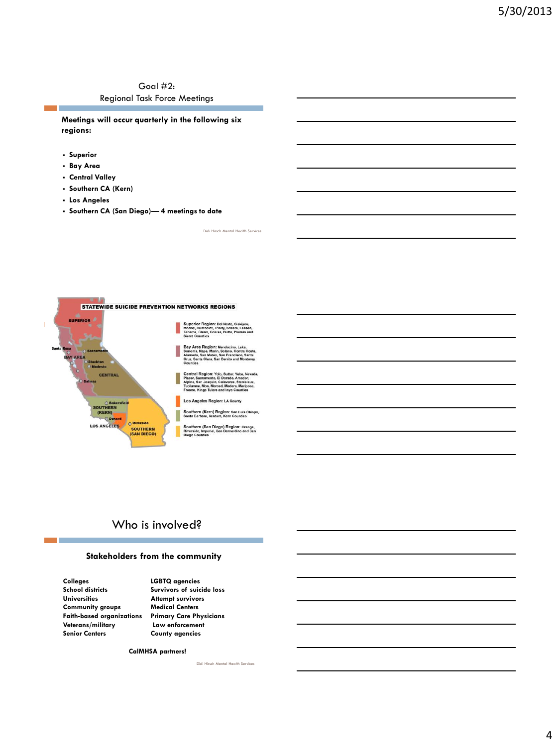## Goal #2: Regional Task Force Meetings

**Meetings will occur quarterly in the following six regions:**

- **Superior**
- **Bay Area**
- **Central Valley**
- **Southern CA (Kern)**
- **Los Angeles**
- **Southern CA (San Diego)— 4 meetings to date**

Didi Hirsch Mental Health Services

**STATEWIDE SUICIDE PREVENTION NETWORKS REGIONS**

SUPERIOR
Santa Rosa
Sacramento
BAY AREA
Stockton
Modesto
CENTRAL
Salinas
Bakersfield
SOUTHERN (KERN)
Oxnard
LOS ANGELES
Riverside
SOUTHERN (SAN DIEGO)

Superior Region: Del Norte, Siskiyou, Modoc, Humboldt, Trinity, Shasta, Lassen, Tehama, Glenn, Colusa, Butte, Plumas and Sierra Counties

Bay Area Region: Mendocino, Lake, Sonoma, Napa, Marin, Solano, Contra Costa, Alameda, San Mateo, San Francisco, Santa Cruz, Santa Clara, San Benito and Monterey Counties.

Central Region: Yolo, Sutter, Yuba, Nevada, Placer, Sacramento, El Dorado, Amador, Alpine, San Joaquin, Calaveras, Stanislaus, Tuolumne, Mon, Merced, Madera, Mariposa, Fresno, Kings Tulare and Inyo Counties

Los Angeles Region: LA County

Southern (Kern) Region: San Luis Obispo, Santa Barbara, Ventura, Kern Counties

Southern (San Diego) Region: Orange, Riverside, Imperial, San Bernardino and San Diego Counties

## Who is involved?

**Stakeholders from the community**

| | |
|---|---|
| **Colleges** | **LGBTQ agencies** |
| **School districts** | **Survivors of suicide loss** |
| **Universities** | **Attempt survivors** |
| **Community groups** | **Medical Centers** |
| **Faith-based organizations** | **Primary Care Physicians** |
| **Veterans/military** | **Law enforcement** |
| **Senior Centers** | **County agencies** |

**CalMHSA partners!**

Didi Hirsch Mental Health Services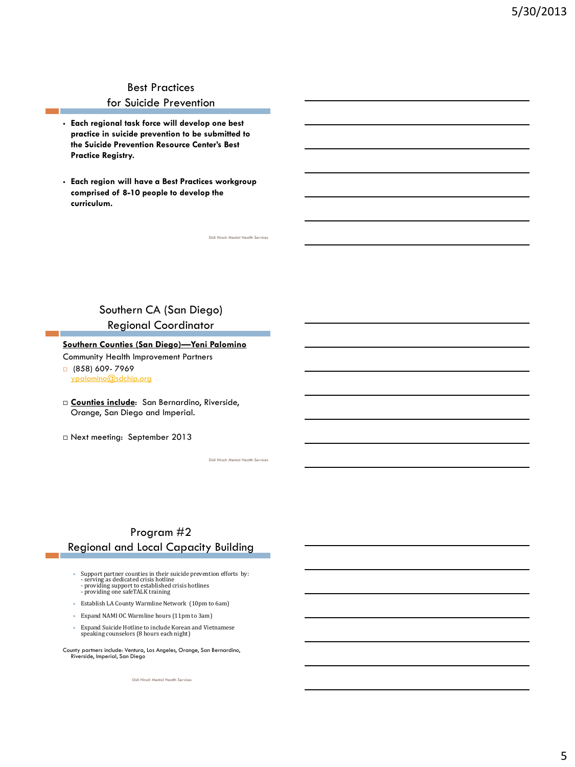## Best Practices for Suicide Prevention

- **Each regional task force will develop one best practice in suicide prevention to be submitted to the Suicide Prevention Resource Center's Best Practice Registry.**
- **Each region will have a Best Practices workgroup comprised of 8-10 people to develop the curriculum.**

Didi Hirsch Mental Health Services

## Southern CA (San Diego) Regional Coordinator

**Southern Counties (San Diego)—Yeni Palomino**

Community Health Improvement Partners

- (858) 609- 7969
  ypalomino@sdchip.org

- **Counties include**: San Bernardino, Riverside, Orange, San Diego and Imperial.
- Next meeting: September 2013

Didi Hirsch Mental Health Services

## Program #2 Regional and Local Capacity Building

- Support partner counties in their suicide prevention efforts by:
  - serving as dedicated crisis hotline
  - providing support to established crisis hotlines
  - providing one safeTALK training
- Establish LA County Warmline Network (10pm to 6am)
- Expand NAMI OC Warmline hours (11pm to 3am)
- Expand Suicide Hotline to include Korean and Vietnamese speaking counselors (8 hours each night)

County partners include: Ventura, Los Angeles, Orange, San Bernardino, Riverside, Imperial, San Diego

Didi Hirsch Mental Health Services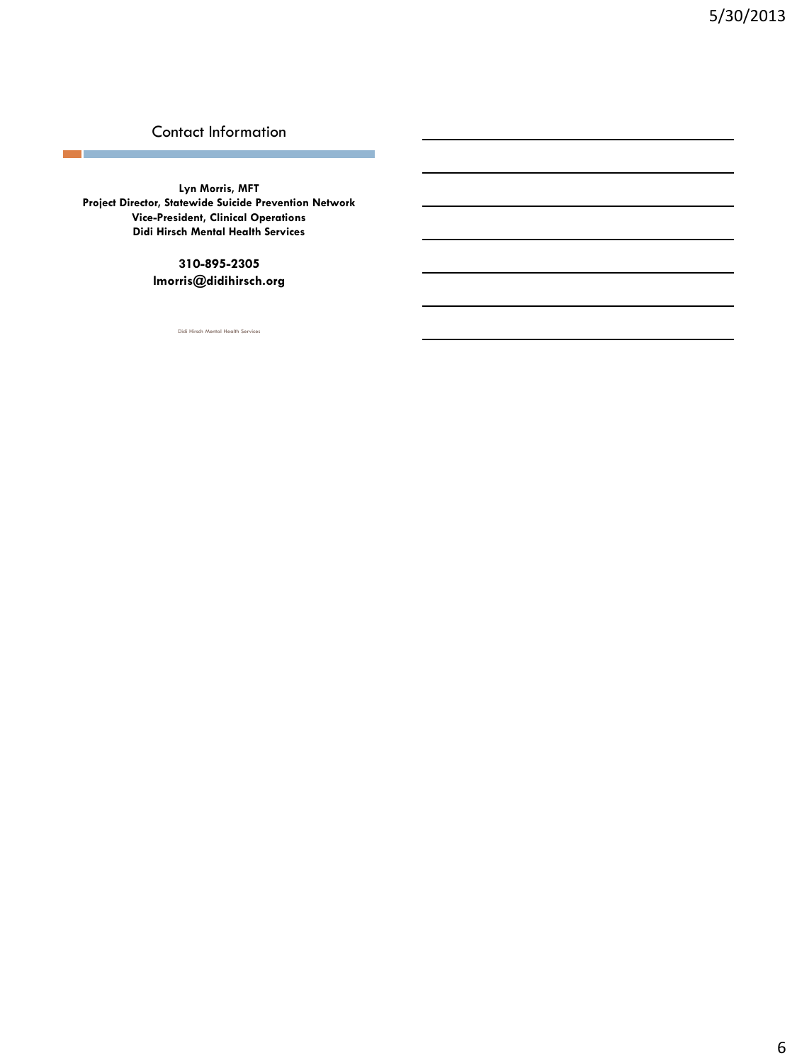## Contact Information

**Lyn Morris, MFT**
**Project Director, Statewide Suicide Prevention Network**
**Vice-President, Clinical Operations**
**Didi Hirsch Mental Health Services**

**310-895-2305**
**lmorris@didihirsch.org**

Didi Hirsch Mental Health Services